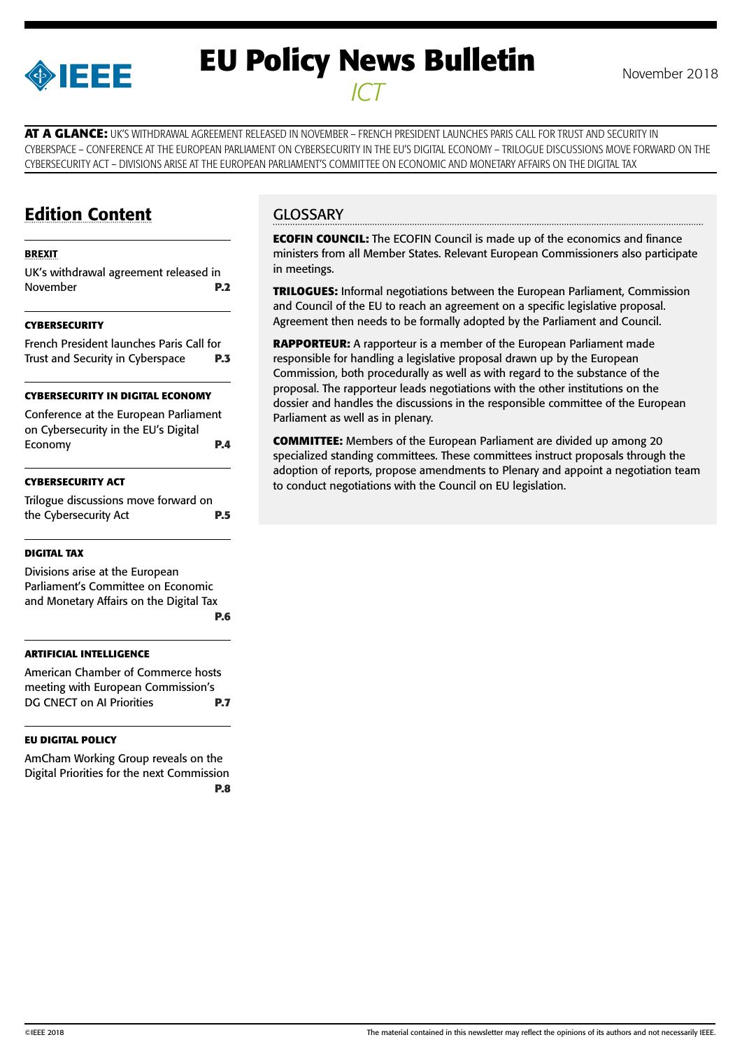# EU Policy News Bulletin

*ICT*

November 2018

**AT A GLANCE:** UK'S WITHDRAWAL AGREEMENT RELEASED IN NOVEMBER – FRENCH PRESIDENT LAUNCHES PARIS CALL FOR TRUST AND SECURITY IN CYBERSPACE – CONFERENCE AT THE EUROPEAN PARLIAMENT ON CYBERSECURITY IN THE EU'S DIGITAL ECONOMY – TRILOGUE DISCUSSIONS MOVE FORWARD ON THE CYBERSECURITY ACT – DIVISIONS ARISE AT THE EUROPEAN PARLIAMENT'S COMMITTEE ON ECONOMIC AND MONETARY AFFAIRS ON THE DIGITAL TAX

## Edition Content

**BREXIT**

UK's withdrawal agreement released in November **P.2**

**CYBERSECURITY**

French President launches Paris Call for Trust and Security in Cyberspace **P.3**

**CYBERSECURITY IN DIGITAL ECONOMY**

Conference at the European Parliament on Cybersecurity in the EU's Digital Economy **P.4**

**CYBERSECURITY ACT**

Trilogue discussions move forward on the Cybersecurity Act **P.5**

**DIGITAL TAX**

Divisions arise at the European Parliament's Committee on Economic and Monetary Affairs on the Digital Tax **P.6**

**ARTIFICIAL INTELLIGENCE**

American Chamber of Commerce hosts meeting with European Commission's DG CNECT on AI Priorities **P.7**

**EU DIGITAL POLICY**

AmCham Working Group reveals on the Digital Priorities for the next Commission **P.8**

## GLOSSARY

**ECOFIN COUNCIL:** The ECOFIN Council is made up of the economics and finance ministers from all Member States. Relevant European Commissioners also participate in meetings.

**TRILOGUES:** Informal negotiations between the European Parliament, Commission and Council of the EU to reach an agreement on a specific legislative proposal. Agreement then needs to be formally adopted by the Parliament and Council.

**RAPPORTEUR:** A rapporteur is a member of the European Parliament made responsible for handling a legislative proposal drawn up by the European Commission, both procedurally as well as with regard to the substance of the proposal. The rapporteur leads negotiations with the other institutions on the dossier and handles the discussions in the responsible committee of the European Parliament as well as in plenary.

**COMMITTEE:** Members of the European Parliament are divided up among 20 specialized standing committees. These committees instruct proposals through the adoption of reports, propose amendments to Plenary and appoint a negotiation team to conduct negotiations with the Council on EU legislation.

©IEEE 2018

The material contained in this newsletter may reflect the opinions of its authors and not necessarily IEEE.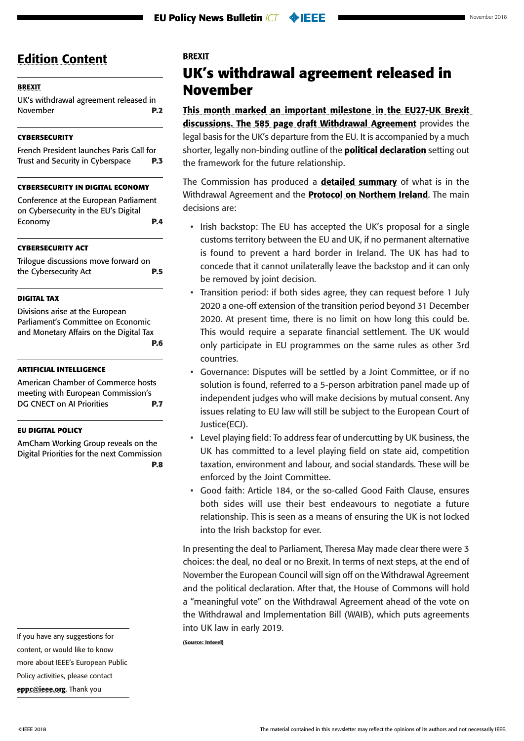## Edition Content

**BREXIT**

UK's withdrawal agreement released in November **P.2**

**CYBERSECURITY**

French President launches Paris Call for Trust and Security in Cyberspace **P.3**

**CYBERSECURITY IN DIGITAL ECONOMY**

Conference at the European Parliament on Cybersecurity in the EU's Digital Economy **P.4**

**CYBERSECURITY ACT**

Trilogue discussions move forward on the Cybersecurity Act **P.5**

**DIGITAL TAX**

Divisions arise at the European Parliament's Committee on Economic and Monetary Affairs on the Digital Tax **P.6**

**ARTIFICIAL INTELLIGENCE**

American Chamber of Commerce hosts meeting with European Commission's DG CNECT on AI Priorities **P.7**

**EU DIGITAL POLICY**

AmCham Working Group reveals on the Digital Priorities for the next Commission **P.8**

If you have any suggestions for content, or would like to know more about IEEE's European Public Policy activities, please contact **eppc@ieee.org**. Thank you

**BREXIT**

# UK's withdrawal agreement released in November

**This month marked an important milestone in the EU27-UK Brexit discussions. The 585 page draft Withdrawal Agreement** provides the legal basis for the UK's departure from the EU. It is accompanied by a much shorter, legally non-binding outline of the **political declaration** setting out the framework for the future relationship.

The Commission has produced a **detailed summary** of what is in the Withdrawal Agreement and the **Protocol on Northern Ireland**. The main decisions are:

- Irish backstop: The EU has accepted the UK's proposal for a single customs territory between the EU and UK, if no permanent alternative is found to prevent a hard border in Ireland. The UK has had to concede that it cannot unilaterally leave the backstop and it can only be removed by joint decision.
- Transition period: if both sides agree, they can request before 1 July 2020 a one-off extension of the transition period beyond 31 December 2020. At present time, there is no limit on how long this could be. This would require a separate financial settlement. The UK would only participate in EU programmes on the same rules as other 3rd countries.
- Governance: Disputes will be settled by a Joint Committee, or if no solution is found, referred to a 5-person arbitration panel made up of independent judges who will make decisions by mutual consent. Any issues relating to EU law will still be subject to the European Court of Justice(ECJ).
- Level playing field: To address fear of undercutting by UK business, the UK has committed to a level playing field on state aid, competition taxation, environment and labour, and social standards. These will be enforced by the Joint Committee.
- Good faith: Article 184, or the so-called Good Faith Clause, ensures both sides will use their best endeavours to negotiate a future relationship. This is seen as a means of ensuring the UK is not locked into the Irish backstop for ever.

In presenting the deal to Parliament, Theresa May made clear there were 3 choices: the deal, no deal or no Brexit. In terms of next steps, at the end of November the European Council will sign off on the Withdrawal Agreement and the political declaration. After that, the House of Commons will hold a "meaningful vote" on the Withdrawal Agreement ahead of the vote on the Withdrawal and Implementation Bill (WAIB), which puts agreements into UK law in early 2019.

**(Source: Interel)**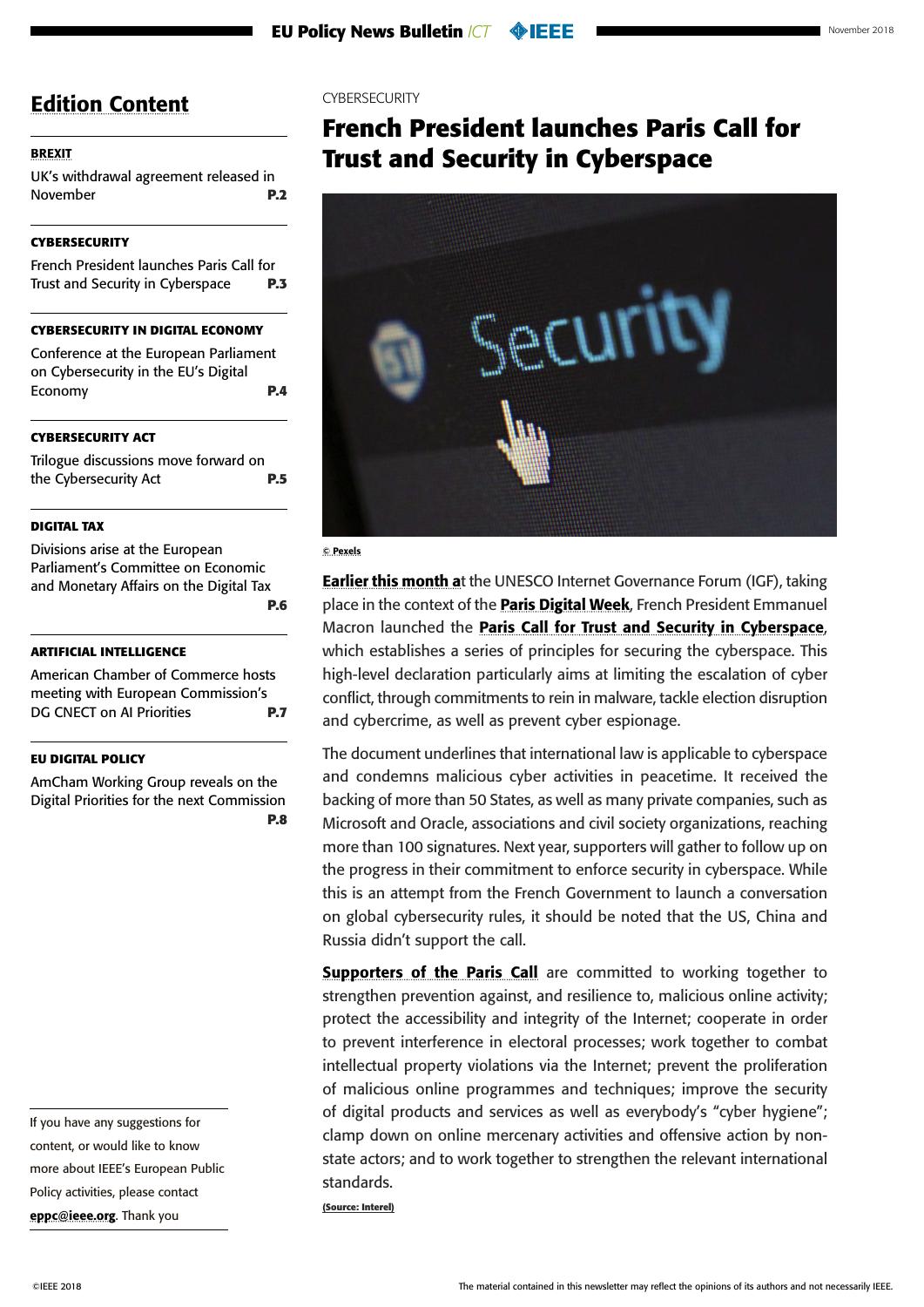## Edition Content

**BREXIT**

UK's withdrawal agreement released in November **P.2**

**CYBERSECURITY**

French President launches Paris Call for Trust and Security in Cyberspace **P.3**

**CYBERSECURITY IN DIGITAL ECONOMY**

Conference at the European Parliament on Cybersecurity in the EU's Digital Economy **P.4**

**CYBERSECURITY ACT**

Trilogue discussions move forward on the Cybersecurity Act **P.5**

**DIGITAL TAX**

Divisions arise at the European Parliament's Committee on Economic and Monetary Affairs on the Digital Tax **P.6**

**ARTIFICIAL INTELLIGENCE**

American Chamber of Commerce hosts meeting with European Commission's DG CNECT on AI Priorities **P.7**

**EU DIGITAL POLICY**

AmCham Working Group reveals on the Digital Priorities for the next Commission **P.8**

If you have any suggestions for content, or would like to know more about IEEE's European Public Policy activities, please contact **eppc@ieee.org**. Thank you

CYBERSECURITY

# French President launches Paris Call for Trust and Security in Cyberspace

© Pexels

**Earlier this month a**t the UNESCO Internet Governance Forum (IGF), taking place in the context of the **Paris Digital Week**, French President Emmanuel Macron launched the **Paris Call for Trust and Security in Cyberspace**, which establishes a series of principles for securing the cyberspace. This high-level declaration particularly aims at limiting the escalation of cyber conflict, through commitments to rein in malware, tackle election disruption and cybercrime, as well as prevent cyber espionage.

The document underlines that international law is applicable to cyberspace and condemns malicious cyber activities in peacetime. It received the backing of more than 50 States, as well as many private companies, such as Microsoft and Oracle, associations and civil society organizations, reaching more than 100 signatures. Next year, supporters will gather to follow up on the progress in their commitment to enforce security in cyberspace. While this is an attempt from the French Government to launch a conversation on global cybersecurity rules, it should be noted that the US, China and Russia didn't support the call.

**Supporters of the Paris Call** are committed to working together to strengthen prevention against, and resilience to, malicious online activity; protect the accessibility and integrity of the Internet; cooperate in order to prevent interference in electoral processes; work together to combat intellectual property violations via the Internet; prevent the proliferation of malicious online programmes and techniques; improve the security of digital products and services as well as everybody's "cyber hygiene"; clamp down on online mercenary activities and offensive action by non-state actors; and to work together to strengthen the relevant international standards.

**(Source: Interel)**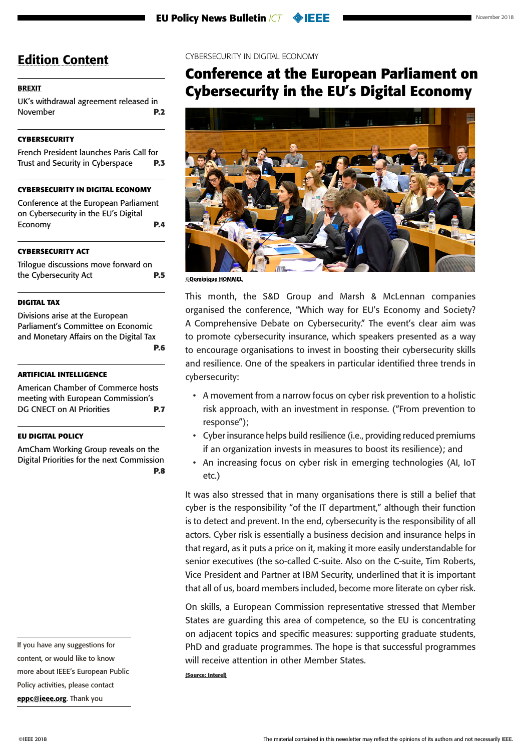## Edition Content

**BREXIT**

UK's withdrawal agreement released in November **P.2**

**CYBERSECURITY**

French President launches Paris Call for Trust and Security in Cyberspace **P.3**

**CYBERSECURITY IN DIGITAL ECONOMY**

Conference at the European Parliament on Cybersecurity in the EU's Digital Economy **P.4**

**CYBERSECURITY ACT**

Trilogue discussions move forward on the Cybersecurity Act **P.5**

**DIGITAL TAX**

Divisions arise at the European Parliament's Committee on Economic and Monetary Affairs on the Digital Tax **P.6**

**ARTIFICIAL INTELLIGENCE**

American Chamber of Commerce hosts meeting with European Commission's DG CNECT on AI Priorities **P.7**

**EU DIGITAL POLICY**

AmCham Working Group reveals on the Digital Priorities for the next Commission **P.8**

If you have any suggestions for content, or would like to know more about IEEE's European Public Policy activities, please contact **eppc@ieee.org**. Thank you

CYBERSECURITY IN DIGITAL ECONOMY

# Conference at the European Parliament on Cybersecurity in the EU's Digital Economy

©Dominique HOMMEL

This month, the S&D Group and Marsh & McLennan companies organised the conference, "Which way for EU's Economy and Society? A Comprehensive Debate on Cybersecurity." The event's clear aim was to promote cybersecurity insurance, which speakers presented as a way to encourage organisations to invest in boosting their cybersecurity skills and resilience. One of the speakers in particular identified three trends in cybersecurity:

- A movement from a narrow focus on cyber risk prevention to a holistic risk approach, with an investment in response. ("From prevention to response");
- Cyber insurance helps build resilience (i.e., providing reduced premiums if an organization invests in measures to boost its resilience); and
- An increasing focus on cyber risk in emerging technologies (AI, IoT etc.)

It was also stressed that in many organisations there is still a belief that cyber is the responsibility "of the IT department," although their function is to detect and prevent. In the end, cybersecurity is the responsibility of all actors. Cyber risk is essentially a business decision and insurance helps in that regard, as it puts a price on it, making it more easily understandable for senior executives (the so-called C-suite. Also on the C-suite, Tim Roberts, Vice President and Partner at IBM Security, underlined that it is important that all of us, board members included, become more literate on cyber risk.

On skills, a European Commission representative stressed that Member States are guarding this area of competence, so the EU is concentrating on adjacent topics and specific measures: supporting graduate students, PhD and graduate programmes. The hope is that successful programmes will receive attention in other Member States.

(Source: Interel)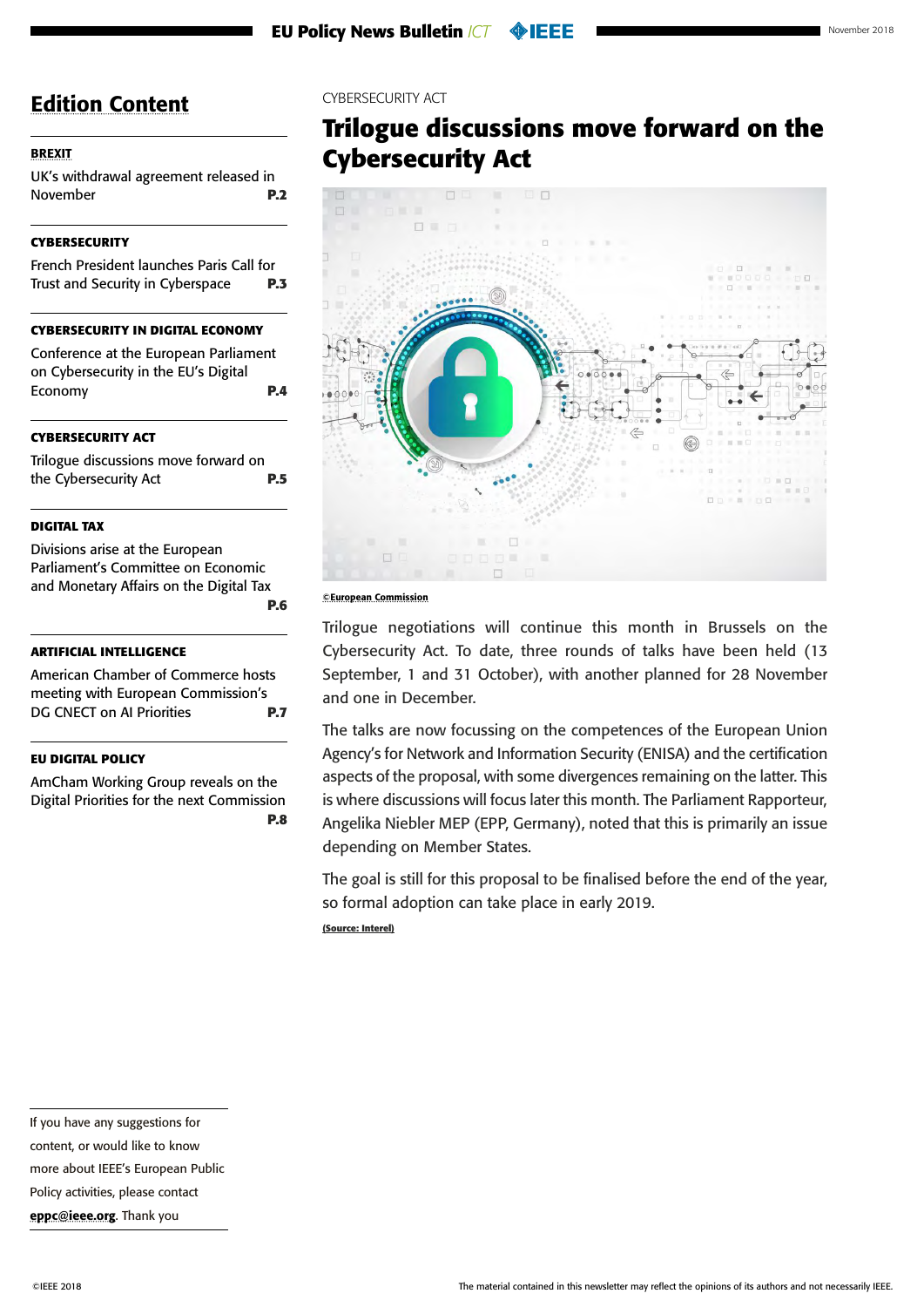## Edition Content

**BREXIT**

UK's withdrawal agreement released in November **P.2**

**CYBERSECURITY**

French President launches Paris Call for Trust and Security in Cyberspace **P.3**

**CYBERSECURITY IN DIGITAL ECONOMY**

Conference at the European Parliament on Cybersecurity in the EU's Digital Economy **P.4**

**CYBERSECURITY ACT**

Trilogue discussions move forward on the Cybersecurity Act **P.5**

**DIGITAL TAX**

Divisions arise at the European Parliament's Committee on Economic and Monetary Affairs on the Digital Tax **P.6**

**ARTIFICIAL INTELLIGENCE**

American Chamber of Commerce hosts meeting with European Commission's DG CNECT on AI Priorities **P.7**

**EU DIGITAL POLICY**

AmCham Working Group reveals on the Digital Priorities for the next Commission **P.8**

If you have any suggestions for content, or would like to know more about IEEE's European Public Policy activities, please contact **eppc@ieee.org**. Thank you

CYBERSECURITY ACT

# Trilogue discussions move forward on the Cybersecurity Act

**©European Commission**

Trilogue negotiations will continue this month in Brussels on the Cybersecurity Act. To date, three rounds of talks have been held (13 September, 1 and 31 October), with another planned for 28 November and one in December.

The talks are now focussing on the competences of the European Union Agency's for Network and Information Security (ENISA) and the certification aspects of the proposal, with some divergences remaining on the latter. This is where discussions will focus later this month. The Parliament Rapporteur, Angelika Niebler MEP (EPP, Germany), noted that this is primarily an issue depending on Member States.

The goal is still for this proposal to be finalised before the end of the year, so formal adoption can take place in early 2019.

**(Source: Interel)**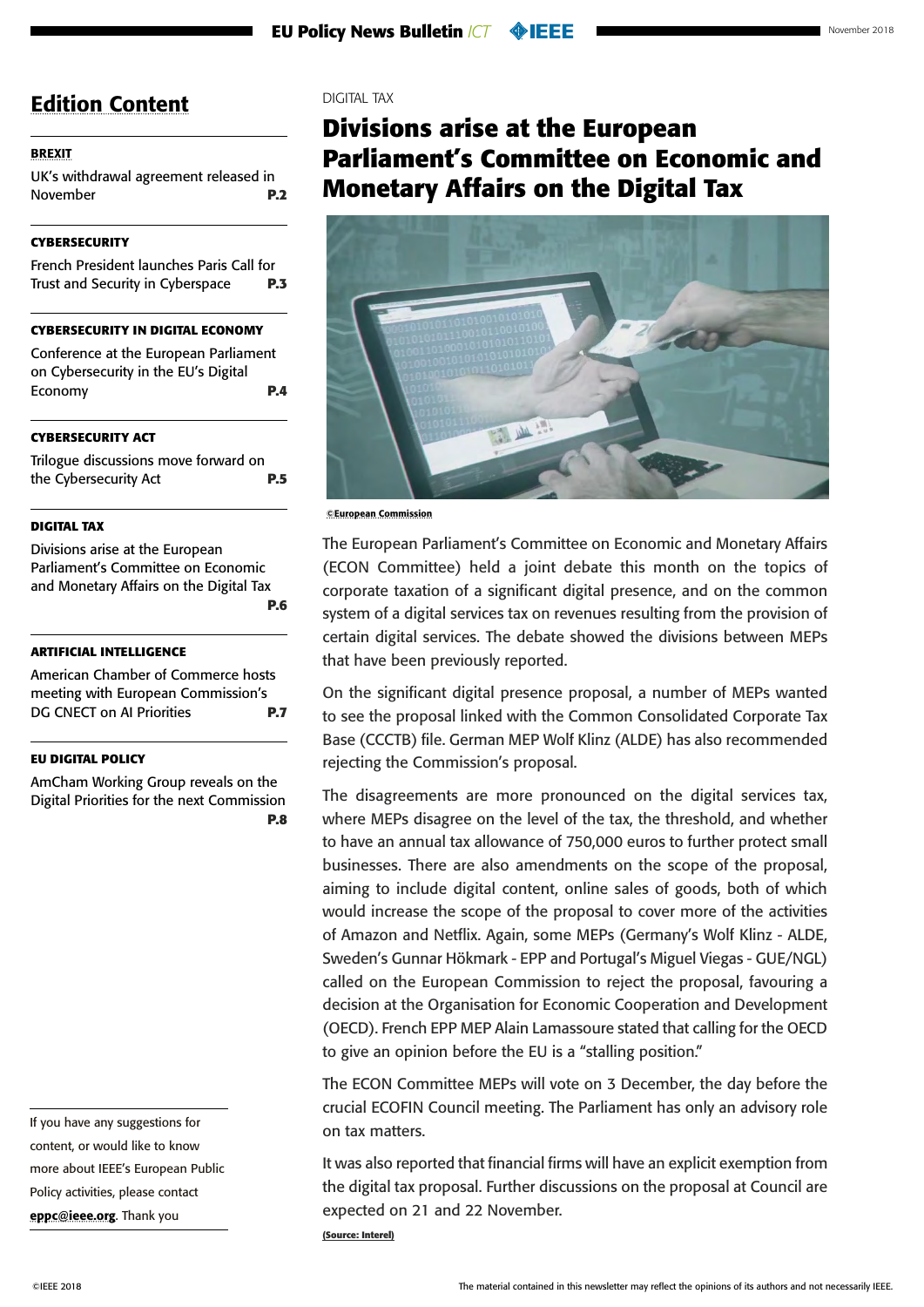## Edition Content

**BREXIT**

UK's withdrawal agreement released in November **P.2**

**CYBERSECURITY**

French President launches Paris Call for Trust and Security in Cyberspace **P.3**

**CYBERSECURITY IN DIGITAL ECONOMY**

Conference at the European Parliament on Cybersecurity in the EU's Digital Economy **P.4**

**CYBERSECURITY ACT**

Trilogue discussions move forward on the Cybersecurity Act **P.5**

**DIGITAL TAX**

Divisions arise at the European Parliament's Committee on Economic and Monetary Affairs on the Digital Tax **P.6**

**ARTIFICIAL INTELLIGENCE**

American Chamber of Commerce hosts meeting with European Commission's DG CNECT on AI Priorities **P.7**

**EU DIGITAL POLICY**

AmCham Working Group reveals on the Digital Priorities for the next Commission **P.8**

If you have any suggestions for content, or would like to know more about IEEE's European Public Policy activities, please contact **eppc@ieee.org**. Thank you

DIGITAL TAX

# Divisions arise at the European Parliament's Committee on Economic and Monetary Affairs on the Digital Tax

©European Commission

The European Parliament's Committee on Economic and Monetary Affairs (ECON Committee) held a joint debate this month on the topics of corporate taxation of a significant digital presence, and on the common system of a digital services tax on revenues resulting from the provision of certain digital services. The debate showed the divisions between MEPs that have been previously reported.

On the significant digital presence proposal, a number of MEPs wanted to see the proposal linked with the Common Consolidated Corporate Tax Base (CCCTB) file. German MEP Wolf Klinz (ALDE) has also recommended rejecting the Commission's proposal.

The disagreements are more pronounced on the digital services tax, where MEPs disagree on the level of the tax, the threshold, and whether to have an annual tax allowance of 750,000 euros to further protect small businesses. There are also amendments on the scope of the proposal, aiming to include digital content, online sales of goods, both of which would increase the scope of the proposal to cover more of the activities of Amazon and Netflix. Again, some MEPs (Germany's Wolf Klinz - ALDE, Sweden's Gunnar Hökmark - EPP and Portugal's Miguel Viegas - GUE/NGL) called on the European Commission to reject the proposal, favouring a decision at the Organisation for Economic Cooperation and Development (OECD). French EPP MEP Alain Lamassoure stated that calling for the OECD to give an opinion before the EU is a "stalling position."

The ECON Committee MEPs will vote on 3 December, the day before the crucial ECOFIN Council meeting. The Parliament has only an advisory role on tax matters.

It was also reported that financial firms will have an explicit exemption from the digital tax proposal. Further discussions on the proposal at Council are expected on 21 and 22 November.

(Source: Interel)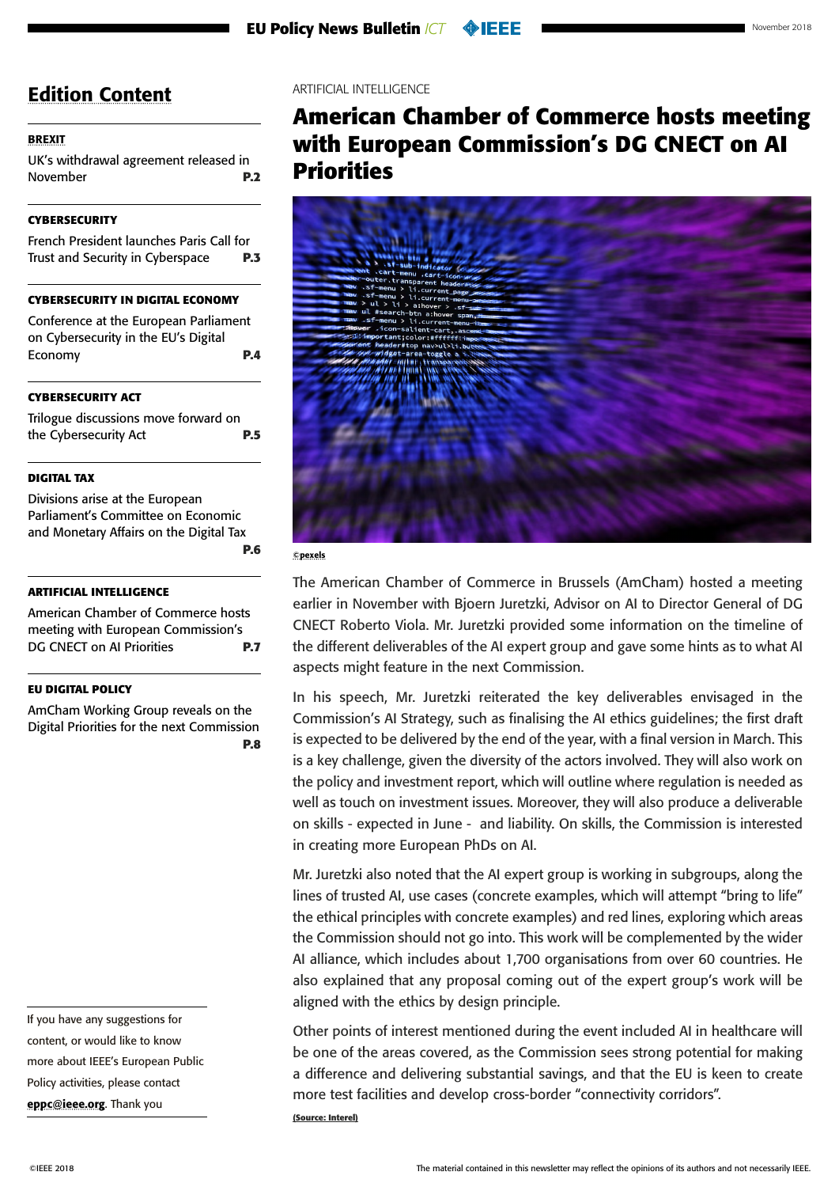## Edition Content

**BREXIT**

UK's withdrawal agreement released in November **P.2**

**CYBERSECURITY**

French President launches Paris Call for Trust and Security in Cyberspace **P.3**

**CYBERSECURITY IN DIGITAL ECONOMY**

Conference at the European Parliament on Cybersecurity in the EU's Digital Economy **P.4**

**CYBERSECURITY ACT**

Trilogue discussions move forward on the Cybersecurity Act **P.5**

**DIGITAL TAX**

Divisions arise at the European Parliament's Committee on Economic and Monetary Affairs on the Digital Tax **P.6**

**ARTIFICIAL INTELLIGENCE**

American Chamber of Commerce hosts meeting with European Commission's DG CNECT on AI Priorities **P.7**

**EU DIGITAL POLICY**

AmCham Working Group reveals on the Digital Priorities for the next Commission **P.8**

If you have any suggestions for content, or would like to know more about IEEE's European Public Policy activities, please contact **eppc@ieee.org**. Thank you

ARTIFICIAL INTELLIGENCE

# American Chamber of Commerce hosts meeting with European Commission's DG CNECT on AI Priorities

©pexels

The American Chamber of Commerce in Brussels (AmCham) hosted a meeting earlier in November with Bjoern Juretzki, Advisor on AI to Director General of DG CNECT Roberto Viola. Mr. Juretzki provided some information on the timeline of the different deliverables of the AI expert group and gave some hints as to what AI aspects might feature in the next Commission.

In his speech, Mr. Juretzki reiterated the key deliverables envisaged in the Commission's AI Strategy, such as finalising the AI ethics guidelines; the first draft is expected to be delivered by the end of the year, with a final version in March. This is a key challenge, given the diversity of the actors involved. They will also work on the policy and investment report, which will outline where regulation is needed as well as touch on investment issues. Moreover, they will also produce a deliverable on skills - expected in June - and liability. On skills, the Commission is interested in creating more European PhDs on AI.

Mr. Juretzki also noted that the AI expert group is working in subgroups, along the lines of trusted AI, use cases (concrete examples, which will attempt "bring to life" the ethical principles with concrete examples) and red lines, exploring which areas the Commission should not go into. This work will be complemented by the wider AI alliance, which includes about 1,700 organisations from over 60 countries. He also explained that any proposal coming out of the expert group's work will be aligned with the ethics by design principle.

Other points of interest mentioned during the event included AI in healthcare will be one of the areas covered, as the Commission sees strong potential for making a difference and delivering substantial savings, and that the EU is keen to create more test facilities and develop cross-border "connectivity corridors".

(Source: Interel)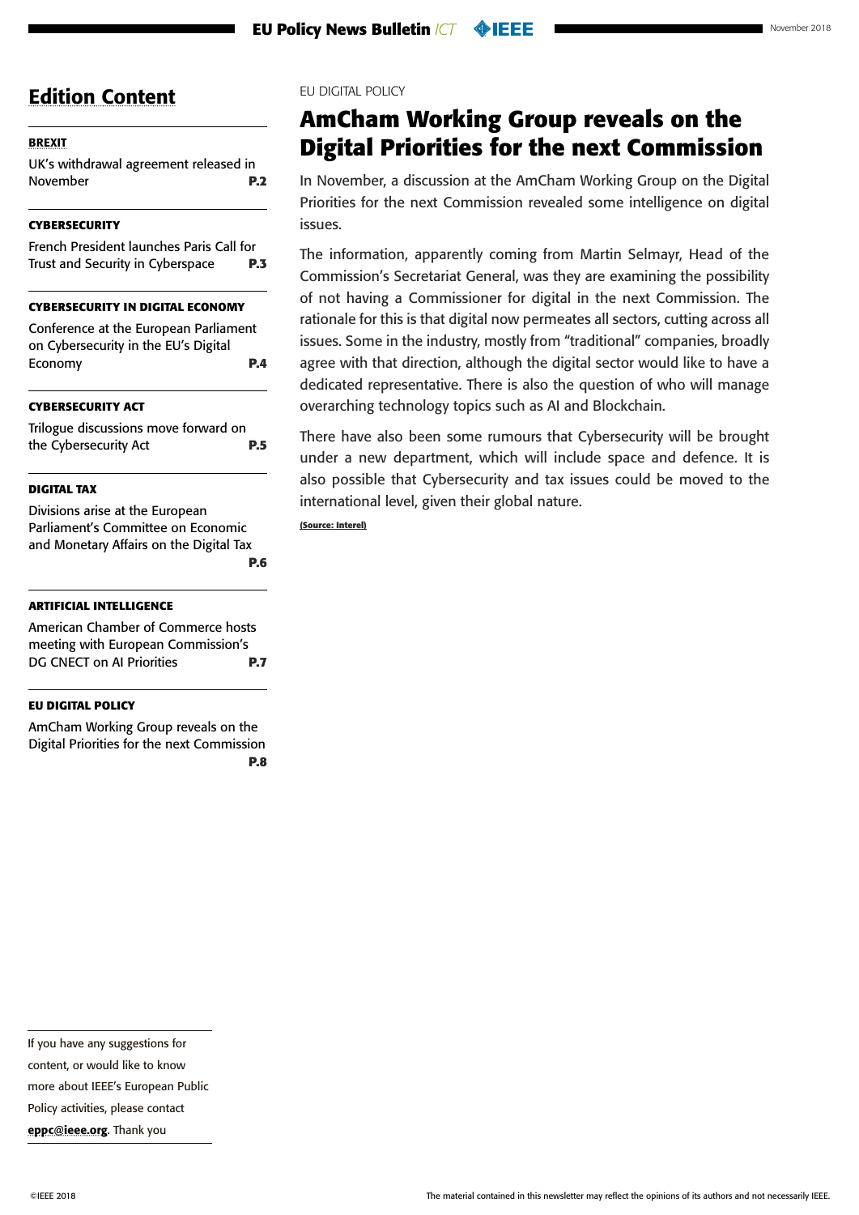## Edition Content

**BREXIT**

UK's withdrawal agreement released in November **P.2**

**CYBERSECURITY**

French President launches Paris Call for Trust and Security in Cyberspace **P.3**

**CYBERSECURITY IN DIGITAL ECONOMY**

Conference at the European Parliament on Cybersecurity in the EU's Digital Economy **P.4**

**CYBERSECURITY ACT**

Trilogue discussions move forward on the Cybersecurity Act **P.5**

**DIGITAL TAX**

Divisions arise at the European Parliament's Committee on Economic and Monetary Affairs on the Digital Tax **P.6**

**ARTIFICIAL INTELLIGENCE**

American Chamber of Commerce hosts meeting with European Commission's DG CNECT on AI Priorities **P.7**

**EU DIGITAL POLICY**

AmCham Working Group reveals on the Digital Priorities for the next Commission **P.8**

If you have any suggestions for content, or would like to know more about IEEE's European Public Policy activities, please contact **eppc@ieee.org**. Thank you

EU DIGITAL POLICY

# AmCham Working Group reveals on the Digital Priorities for the next Commission

In November, a discussion at the AmCham Working Group on the Digital Priorities for the next Commission revealed some intelligence on digital issues.

The information, apparently coming from Martin Selmayr, Head of the Commission's Secretariat General, was they are examining the possibility of not having a Commissioner for digital in the next Commission. The rationale for this is that digital now permeates all sectors, cutting across all issues. Some in the industry, mostly from "traditional" companies, broadly agree with that direction, although the digital sector would like to have a dedicated representative. There is also the question of who will manage overarching technology topics such as AI and Blockchain.

There have also been some rumours that Cybersecurity will be brought under a new department, which will include space and defence. It is also possible that Cybersecurity and tax issues could be moved to the international level, given their global nature.

**(Source: Interel)**

©IEEE 2018

The material contained in this newsletter may reflect the opinions of its authors and not necessarily IEEE.